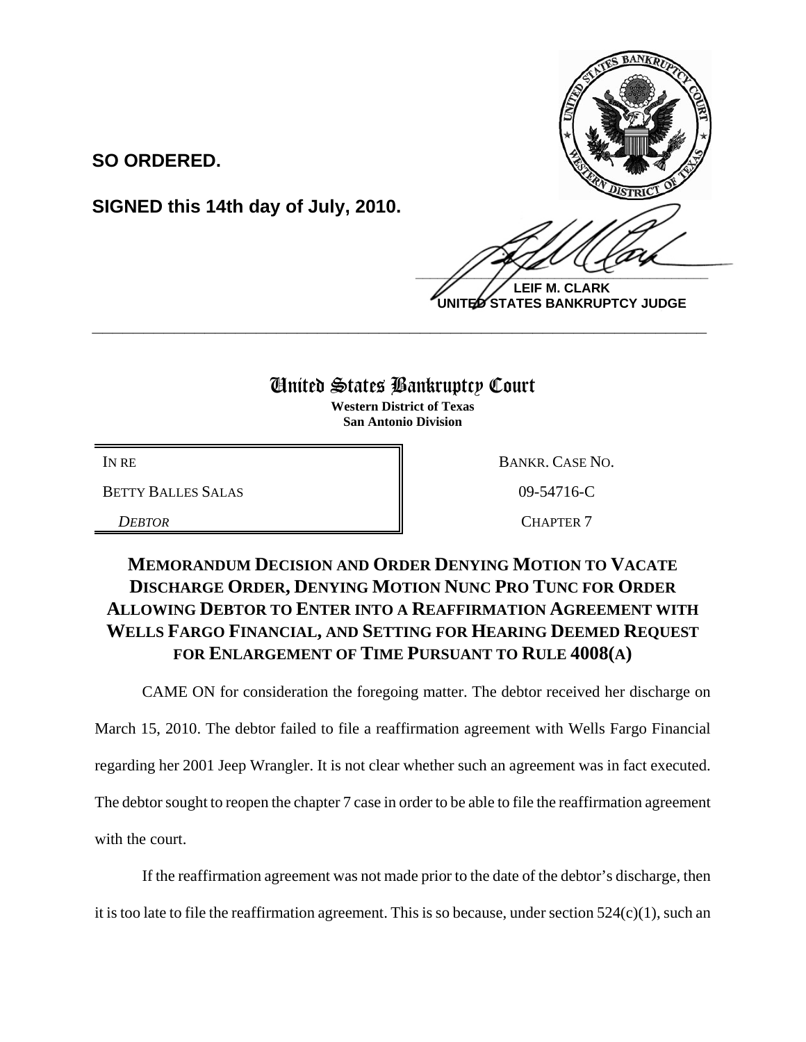**SO ORDERED.**

**SIGNED this 14th day of July, 2010.**

**LEIF M. CLARK**
**UNITED STATES BANKRUPTCY JUDGE**

---

# United States Bankruptcy Court

**Western District of Texas**
**San Antonio Division**

| IN RE | BANKR. CASE NO. |
|---|---|
| BETTY BALLES SALAS | 09-54716-C |
| *DEBTOR* | CHAPTER 7 |

## MEMORANDUM DECISION AND ORDER DENYING MOTION TO VACATE DISCHARGE ORDER, DENYING MOTION NUNC PRO TUNC FOR ORDER ALLOWING DEBTOR TO ENTER INTO A REAFFIRMATION AGREEMENT WITH WELLS FARGO FINANCIAL, AND SETTING FOR HEARING DEEMED REQUEST FOR ENLARGEMENT OF TIME PURSUANT TO RULE 4008(A)

CAME ON for consideration the foregoing matter. The debtor received her discharge on March 15, 2010. The debtor failed to file a reaffirmation agreement with Wells Fargo Financial regarding her 2001 Jeep Wrangler. It is not clear whether such an agreement was in fact executed. The debtor sought to reopen the chapter 7 case in order to be able to file the reaffirmation agreement with the court.

If the reaffirmation agreement was not made prior to the date of the debtor's discharge, then it is too late to file the reaffirmation agreement. This is so because, under section 524(c)(1), such an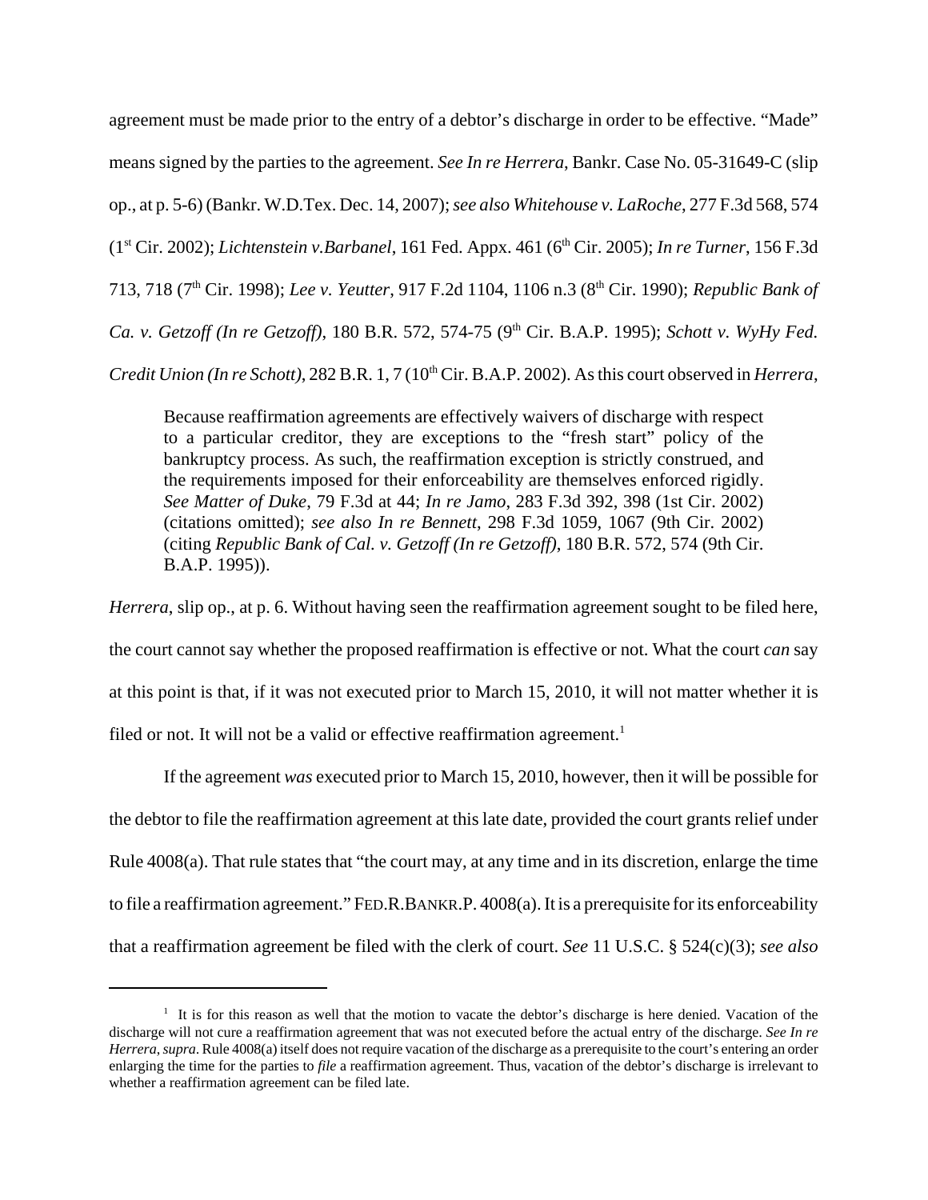agreement must be made prior to the entry of a debtor's discharge in order to be effective. "Made" means signed by the parties to the agreement. *See In re Herrera*, Bankr. Case No. 05-31649-C (slip op., at p. 5-6) (Bankr. W.D.Tex. Dec. 14, 2007); *see also Whitehouse v. LaRoche*, 277 F.3d 568, 574 (1st Cir. 2002); *Lichtenstein v.Barbanel*, 161 Fed. Appx. 461 (6th Cir. 2005); *In re Turner*, 156 F.3d 713, 718 (7th Cir. 1998); *Lee v. Yeutter*, 917 F.2d 1104, 1106 n.3 (8th Cir. 1990); *Republic Bank of Ca. v. Getzoff (In re Getzoff)*, 180 B.R. 572, 574-75 (9th Cir. B.A.P. 1995); *Schott v. WyHy Fed. Credit Union (In re Schott)*, 282 B.R. 1, 7 (10th Cir. B.A.P. 2002). As this court observed in *Herrera*,

> Because reaffirmation agreements are effectively waivers of discharge with respect to a particular creditor, they are exceptions to the "fresh start" policy of the bankruptcy process. As such, the reaffirmation exception is strictly construed, and the requirements imposed for their enforceability are themselves enforced rigidly. *See Matter of Duke*, 79 F.3d at 44; *In re Jamo*, 283 F.3d 392, 398 (1st Cir. 2002) (citations omitted); *see also In re Bennett*, 298 F.3d 1059, 1067 (9th Cir. 2002) (citing *Republic Bank of Cal. v. Getzoff (In re Getzoff)*, 180 B.R. 572, 574 (9th Cir. B.A.P. 1995)).

*Herrera*, slip op., at p. 6. Without having seen the reaffirmation agreement sought to be filed here, the court cannot say whether the proposed reaffirmation is effective or not. What the court *can* say at this point is that, if it was not executed prior to March 15, 2010, it will not matter whether it is filed or not. It will not be a valid or effective reaffirmation agreement.[1]

If the agreement *was* executed prior to March 15, 2010, however, then it will be possible for the debtor to file the reaffirmation agreement at this late date, provided the court grants relief under Rule 4008(a). That rule states that "the court may, at any time and in its discretion, enlarge the time to file a reaffirmation agreement." FED.R.BANKR.P. 4008(a). It is a prerequisite for its enforceability that a reaffirmation agreement be filed with the clerk of court. *See* 11 U.S.C. § 524(c)(3); *see also*

---

[1] It is for this reason as well that the motion to vacate the debtor's discharge is here denied. Vacation of the discharge will not cure a reaffirmation agreement that was not executed before the actual entry of the discharge. *See In re Herrera*, *supra*. Rule 4008(a) itself does not require vacation of the discharge as a prerequisite to the court's entering an order enlarging the time for the parties to *file* a reaffirmation agreement. Thus, vacation of the debtor's discharge is irrelevant to whether a reaffirmation agreement can be filed late.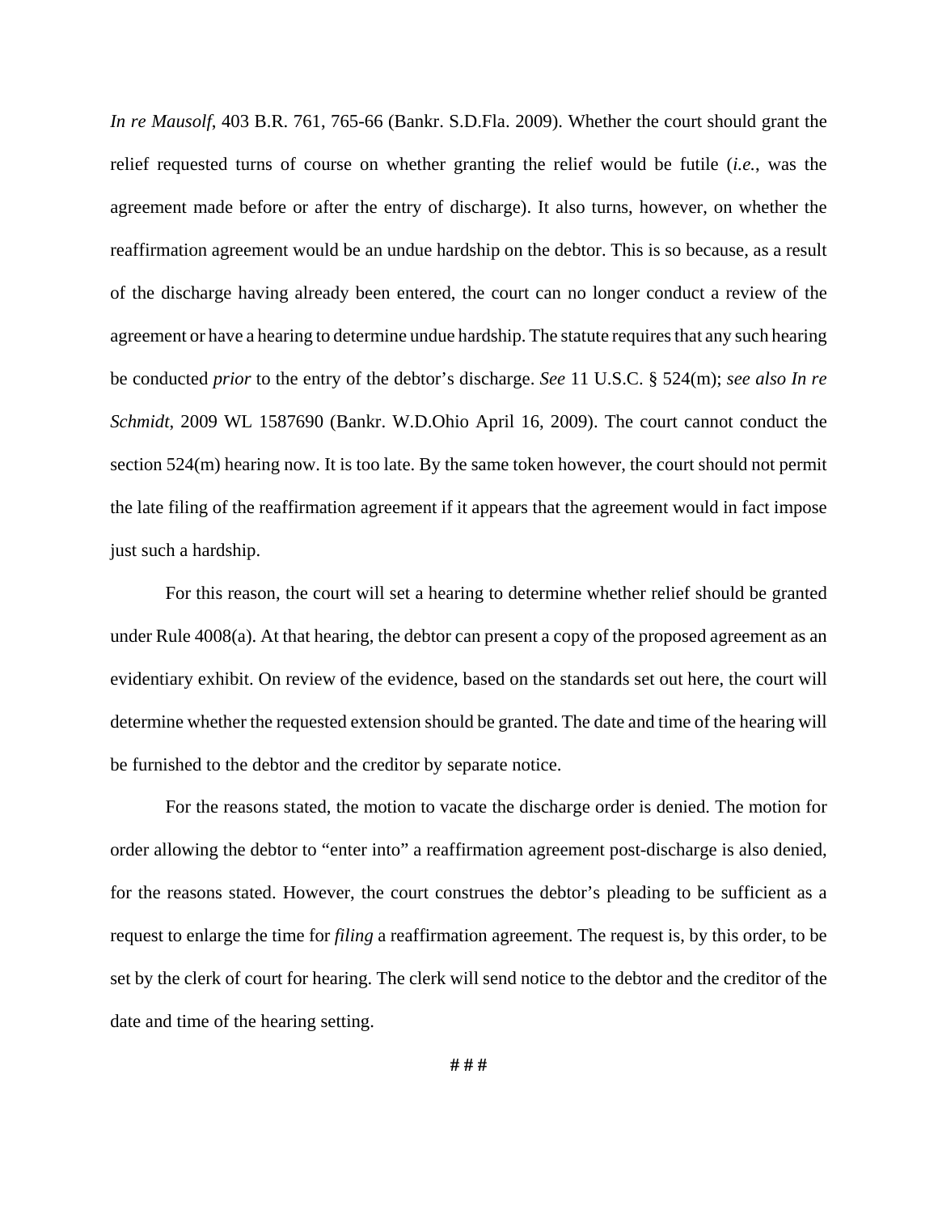*In re Mausolf*, 403 B.R. 761, 765-66 (Bankr. S.D.Fla. 2009). Whether the court should grant the relief requested turns of course on whether granting the relief would be futile (*i.e.*, was the agreement made before or after the entry of discharge). It also turns, however, on whether the reaffirmation agreement would be an undue hardship on the debtor. This is so because, as a result of the discharge having already been entered, the court can no longer conduct a review of the agreement or have a hearing to determine undue hardship. The statute requires that any such hearing be conducted *prior* to the entry of the debtor's discharge. *See* 11 U.S.C. § 524(m); *see also In re Schmidt*, 2009 WL 1587690 (Bankr. W.D.Ohio April 16, 2009). The court cannot conduct the section 524(m) hearing now. It is too late. By the same token however, the court should not permit the late filing of the reaffirmation agreement if it appears that the agreement would in fact impose just such a hardship.

For this reason, the court will set a hearing to determine whether relief should be granted under Rule 4008(a). At that hearing, the debtor can present a copy of the proposed agreement as an evidentiary exhibit. On review of the evidence, based on the standards set out here, the court will determine whether the requested extension should be granted. The date and time of the hearing will be furnished to the debtor and the creditor by separate notice.

For the reasons stated, the motion to vacate the discharge order is denied. The motion for order allowing the debtor to "enter into" a reaffirmation agreement post-discharge is also denied, for the reasons stated. However, the court construes the debtor's pleading to be sufficient as a request to enlarge the time for *filing* a reaffirmation agreement. The request is, by this order, to be set by the clerk of court for hearing. The clerk will send notice to the debtor and the creditor of the date and time of the hearing setting.

# # #